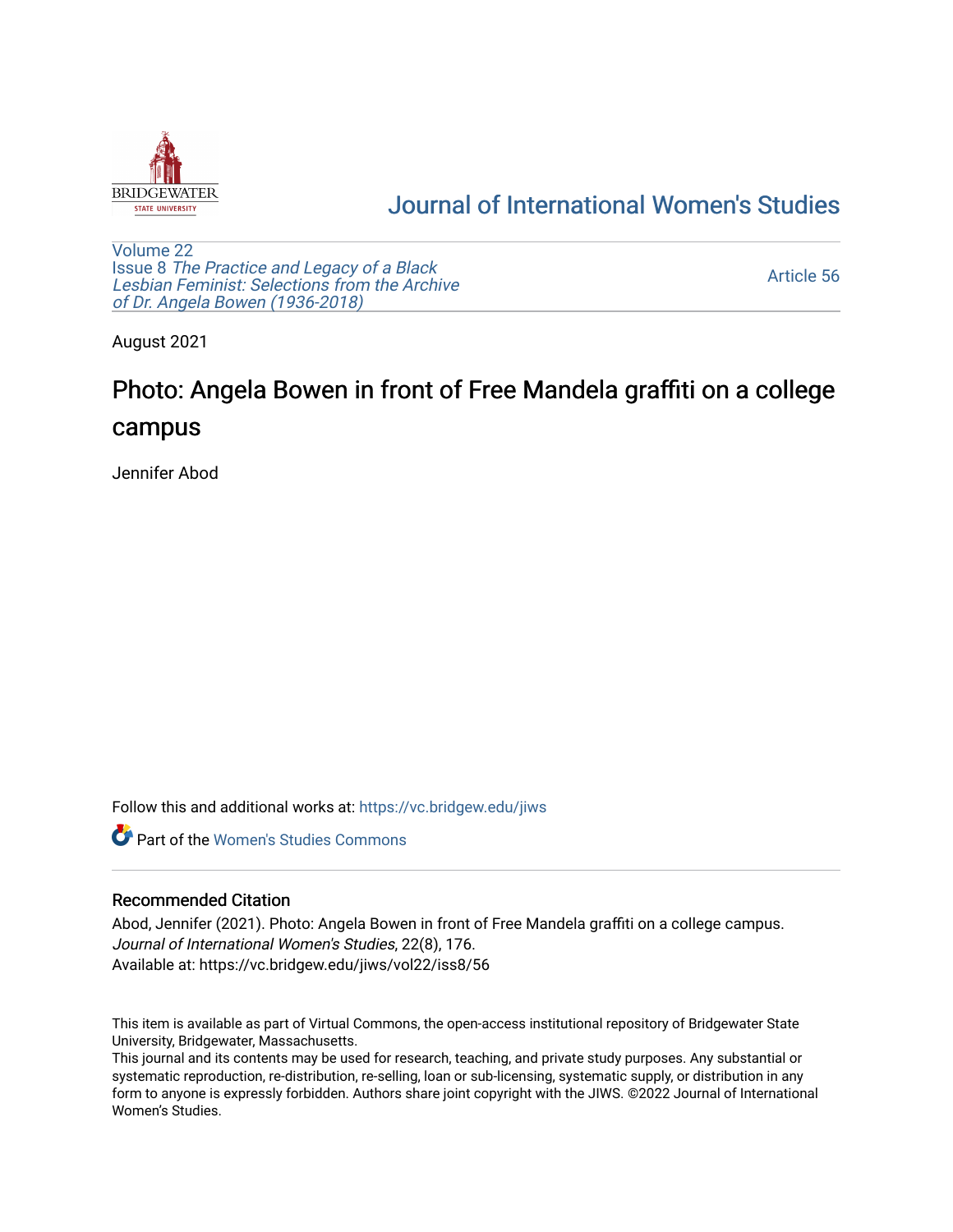Journal of International Women's Studies

Volume 22
Issue 8 *The Practice and Legacy of a Black Lesbian Feminist: Selections from the Archive of Dr. Angela Bowen (1936-2018)*

Article 56

August 2021

# Photo: Angela Bowen in front of Free Mandela graffiti on a college campus

Jennifer Abod

Follow this and additional works at: https://vc.bridgew.edu/jiws

Part of the Women's Studies Commons

## Recommended Citation

Abod, Jennifer (2021). Photo: Angela Bowen in front of Free Mandela graffiti on a college campus. *Journal of International Women's Studies*, 22(8), 176.
Available at: https://vc.bridgew.edu/jiws/vol22/iss8/56

This item is available as part of Virtual Commons, the open-access institutional repository of Bridgewater State University, Bridgewater, Massachusetts.
This journal and its contents may be used for research, teaching, and private study purposes. Any substantial or systematic reproduction, re-distribution, re-selling, loan or sub-licensing, systematic supply, or distribution in any form to anyone is expressly forbidden. Authors share joint copyright with the JIWS. ©2022 Journal of International Women's Studies.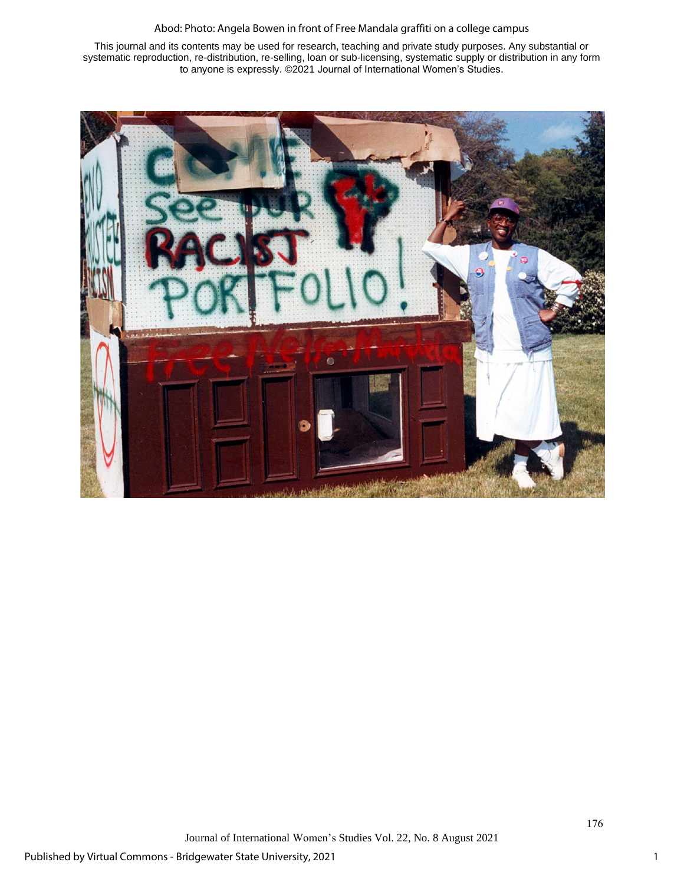Abod: Photo: Angela Bowen in front of Free Mandala graffiti on a college campus

This journal and its contents may be used for research, teaching and private study purposes. Any substantial or systematic reproduction, re-distribution, re-selling, loan or sub-licensing, systematic supply or distribution in any form to anyone is expressly. ©2021 Journal of International Women's Studies.